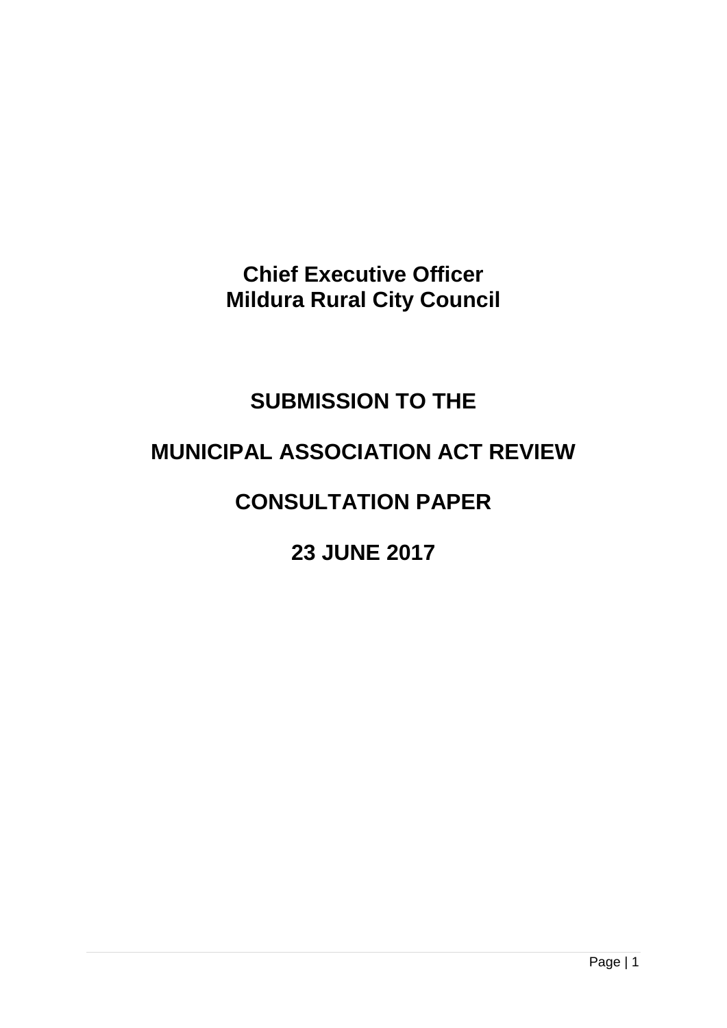**Chief Executive Officer**
**Mildura Rural City Council**

# SUBMISSION TO THE

# MUNICIPAL ASSOCIATION ACT REVIEW

# CONSULTATION PAPER

# 23 JUNE 2017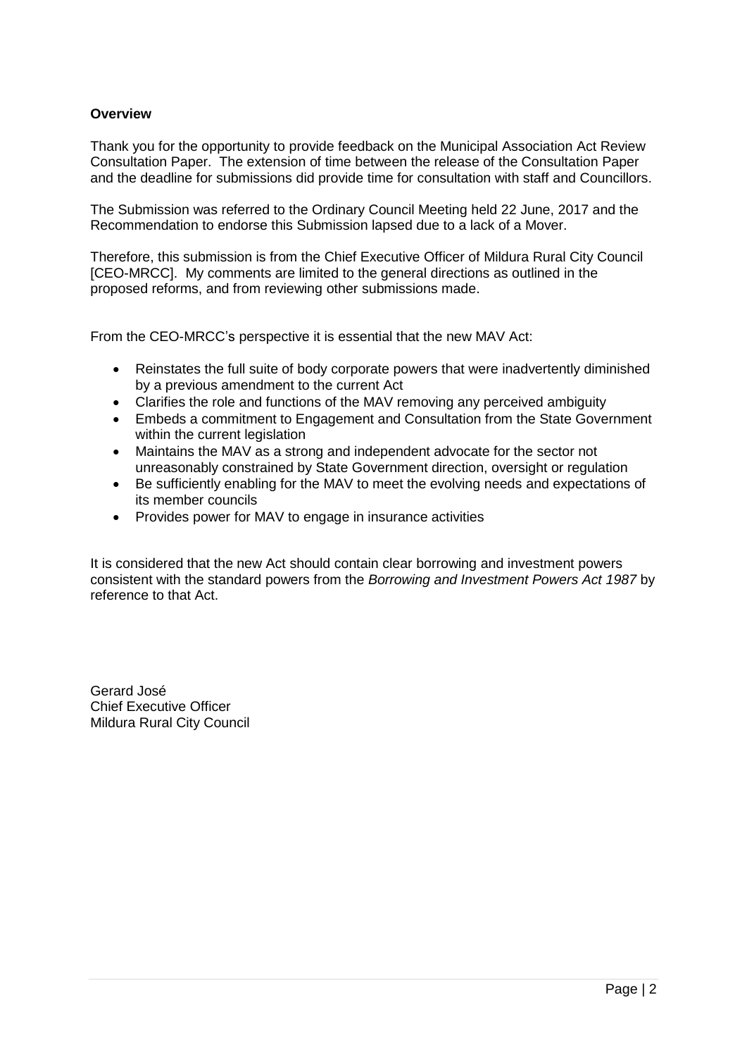**Overview**

Thank you for the opportunity to provide feedback on the Municipal Association Act Review Consultation Paper. The extension of time between the release of the Consultation Paper and the deadline for submissions did provide time for consultation with staff and Councillors.

The Submission was referred to the Ordinary Council Meeting held 22 June, 2017 and the Recommendation to endorse this Submission lapsed due to a lack of a Mover.

Therefore, this submission is from the Chief Executive Officer of Mildura Rural City Council [CEO-MRCC]. My comments are limited to the general directions as outlined in the proposed reforms, and from reviewing other submissions made.

From the CEO-MRCC's perspective it is essential that the new MAV Act:

- Reinstates the full suite of body corporate powers that were inadvertently diminished by a previous amendment to the current Act
- Clarifies the role and functions of the MAV removing any perceived ambiguity
- Embeds a commitment to Engagement and Consultation from the State Government within the current legislation
- Maintains the MAV as a strong and independent advocate for the sector not unreasonably constrained by State Government direction, oversight or regulation
- Be sufficiently enabling for the MAV to meet the evolving needs and expectations of its member councils
- Provides power for MAV to engage in insurance activities

It is considered that the new Act should contain clear borrowing and investment powers consistent with the standard powers from the *Borrowing and Investment Powers Act 1987* by reference to that Act.

Gerard José
Chief Executive Officer
Mildura Rural City Council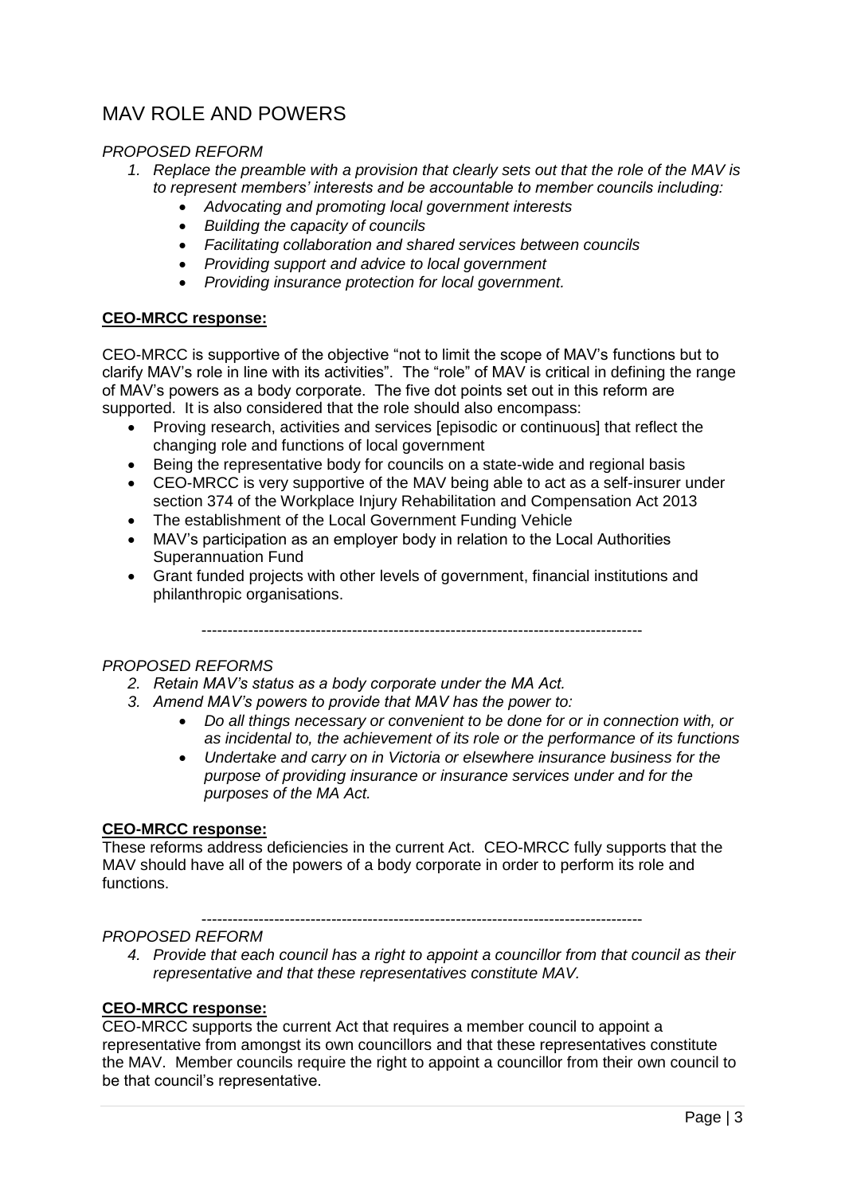## MAV ROLE AND POWERS

*PROPOSED REFORM*

1. *Replace the preamble with a provision that clearly sets out that the role of the MAV is to represent members' interests and be accountable to member councils including:*
    - *Advocating and promoting local government interests*
    - *Building the capacity of councils*
    - *Facilitating collaboration and shared services between councils*
    - *Providing support and advice to local government*
    - *Providing insurance protection for local government.*

**CEO-MRCC response:**

CEO-MRCC is supportive of the objective "not to limit the scope of MAV's functions but to clarify MAV's role in line with its activities". The "role" of MAV is critical in defining the range of MAV's powers as a body corporate. The five dot points set out in this reform are supported. It is also considered that the role should also encompass:

- Proving research, activities and services [episodic or continuous] that reflect the changing role and functions of local government
- Being the representative body for councils on a state-wide and regional basis
- CEO-MRCC is very supportive of the MAV being able to act as a self-insurer under section 374 of the Workplace Injury Rehabilitation and Compensation Act 2013
- The establishment of the Local Government Funding Vehicle
- MAV's participation as an employer body in relation to the Local Authorities Superannuation Fund
- Grant funded projects with other levels of government, financial institutions and philanthropic organisations.

-----------------------------------------------------------------------------------

*PROPOSED REFORMS*

2. *Retain MAV's status as a body corporate under the MA Act.*
3. *Amend MAV's powers to provide that MAV has the power to:*
    - *Do all things necessary or convenient to be done for or in connection with, or as incidental to, the achievement of its role or the performance of its functions*
    - *Undertake and carry on in Victoria or elsewhere insurance business for the purpose of providing insurance or insurance services under and for the purposes of the MA Act.*

**CEO-MRCC response:**

These reforms address deficiencies in the current Act. CEO-MRCC fully supports that the MAV should have all of the powers of a body corporate in order to perform its role and functions.

-----------------------------------------------------------------------------------

*PROPOSED REFORM*

4. *Provide that each council has a right to appoint a councillor from that council as their representative and that these representatives constitute MAV.*

**CEO-MRCC response:**

CEO-MRCC supports the current Act that requires a member council to appoint a representative from amongst its own councillors and that these representatives constitute the MAV. Member councils require the right to appoint a councillor from their own council to be that council's representative.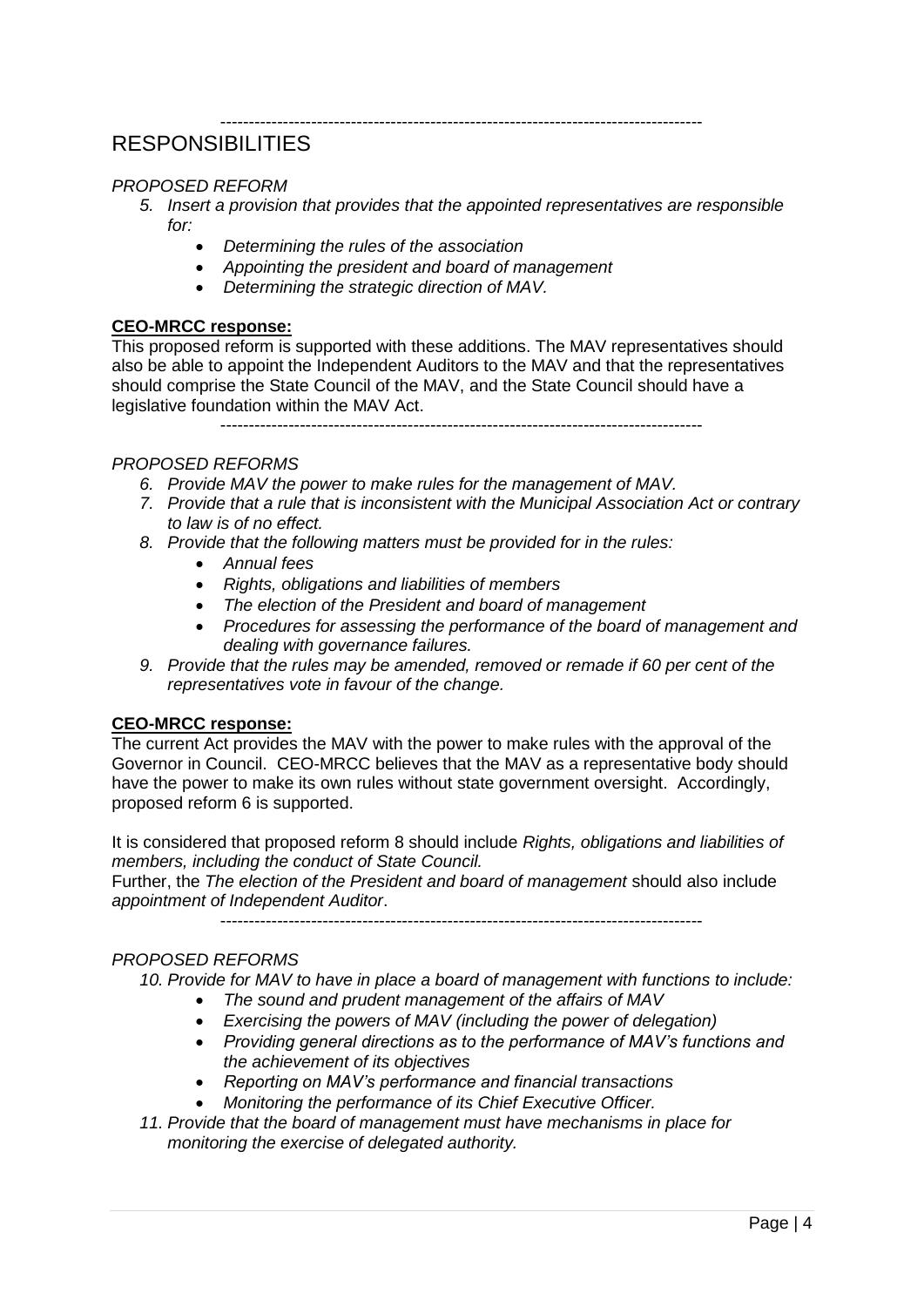------------------------------------------------------------------------------------

# RESPONSIBILITIES

*PROPOSED REFORM*

5. *Insert a provision that provides that the appointed representatives are responsible for:*
    - *Determining the rules of the association*
    - *Appointing the president and board of management*
    - *Determining the strategic direction of MAV.*

**CEO-MRCC response:**

This proposed reform is supported with these additions. The MAV representatives should also be able to appoint the Independent Auditors to the MAV and that the representatives should comprise the State Council of the MAV, and the State Council should have a legislative foundation within the MAV Act.

------------------------------------------------------------------------------------

*PROPOSED REFORMS*

6. *Provide MAV the power to make rules for the management of MAV.*
7. *Provide that a rule that is inconsistent with the Municipal Association Act or contrary to law is of no effect.*
8. *Provide that the following matters must be provided for in the rules:*
    - *Annual fees*
    - *Rights, obligations and liabilities of members*
    - *The election of the President and board of management*
    - *Procedures for assessing the performance of the board of management and dealing with governance failures.*
9. *Provide that the rules may be amended, removed or remade if 60 per cent of the representatives vote in favour of the change.*

**CEO-MRCC response:**

The current Act provides the MAV with the power to make rules with the approval of the Governor in Council. CEO-MRCC believes that the MAV as a representative body should have the power to make its own rules without state government oversight. Accordingly, proposed reform 6 is supported.

It is considered that proposed reform 8 should include *Rights, obligations and liabilities of members, including the conduct of State Council.*

Further, the *The election of the President and board of management* should also include *appointment of Independent Auditor*.

------------------------------------------------------------------------------------

*PROPOSED REFORMS*

10. *Provide for MAV to have in place a board of management with functions to include:*
    - *The sound and prudent management of the affairs of MAV*
    - *Exercising the powers of MAV (including the power of delegation)*
    - *Providing general directions as to the performance of MAV's functions and the achievement of its objectives*
    - *Reporting on MAV's performance and financial transactions*
    - *Monitoring the performance of its Chief Executive Officer.*
11. *Provide that the board of management must have mechanisms in place for monitoring the exercise of delegated authority.*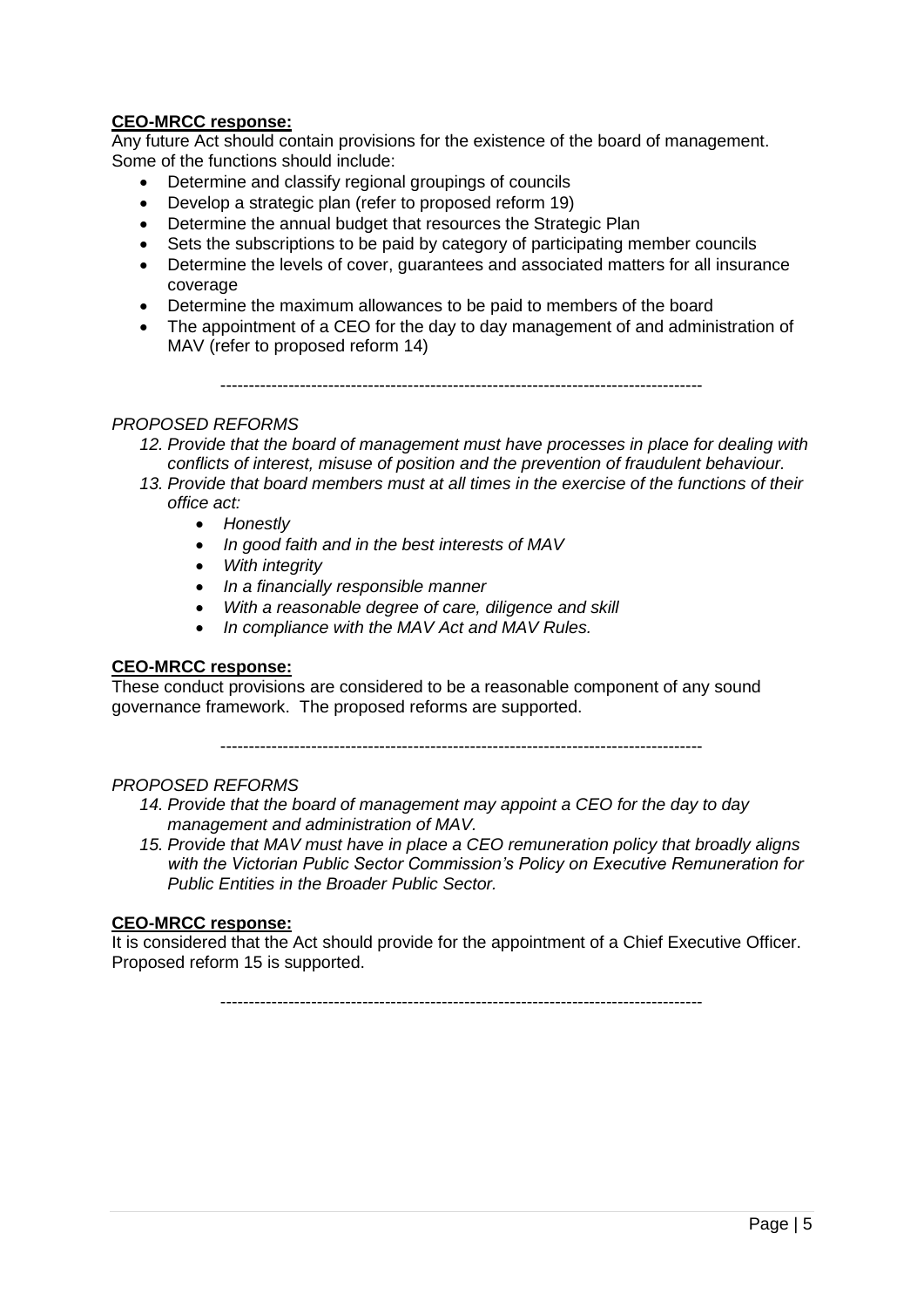**CEO-MRCC response:**

Any future Act should contain provisions for the existence of the board of management. Some of the functions should include:

- Determine and classify regional groupings of councils
- Develop a strategic plan (refer to proposed reform 19)
- Determine the annual budget that resources the Strategic Plan
- Sets the subscriptions to be paid by category of participating member councils
- Determine the levels of cover, guarantees and associated matters for all insurance coverage
- Determine the maximum allowances to be paid to members of the board
- The appointment of a CEO for the day to day management of and administration of MAV (refer to proposed reform 14)

------------------------------------------------------------------------------------

*PROPOSED REFORMS*

12. *Provide that the board of management must have processes in place for dealing with conflicts of interest, misuse of position and the prevention of fraudulent behaviour.*
13. *Provide that board members must at all times in the exercise of the functions of their office act:*
    - *Honestly*
    - *In good faith and in the best interests of MAV*
    - *With integrity*
    - *In a financially responsible manner*
    - *With a reasonable degree of care, diligence and skill*
    - *In compliance with the MAV Act and MAV Rules.*

**CEO-MRCC response:**

These conduct provisions are considered to be a reasonable component of any sound governance framework. The proposed reforms are supported.

------------------------------------------------------------------------------------

*PROPOSED REFORMS*

14. *Provide that the board of management may appoint a CEO for the day to day management and administration of MAV.*
15. *Provide that MAV must have in place a CEO remuneration policy that broadly aligns with the Victorian Public Sector Commission's Policy on Executive Remuneration for Public Entities in the Broader Public Sector.*

**CEO-MRCC response:**

It is considered that the Act should provide for the appointment of a Chief Executive Officer. Proposed reform 15 is supported.

------------------------------------------------------------------------------------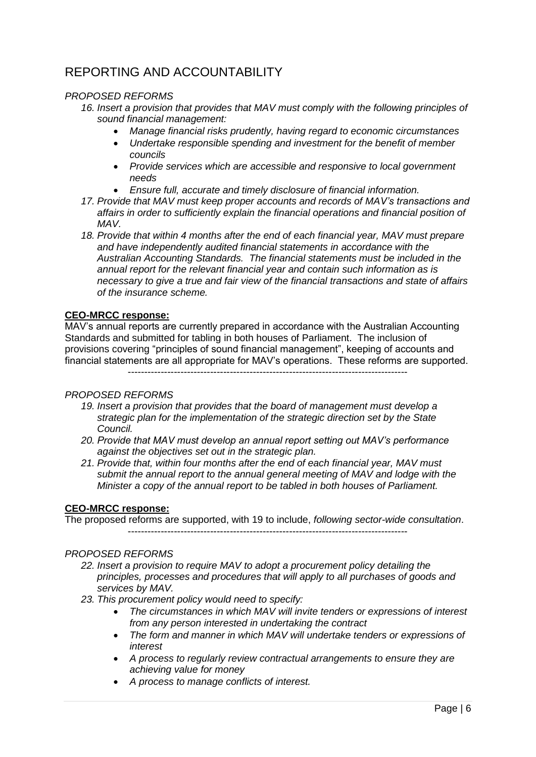# REPORTING AND ACCOUNTABILITY

*PROPOSED REFORMS*

16. *Insert a provision that provides that MAV must comply with the following principles of sound financial management:*
    - *Manage financial risks prudently, having regard to economic circumstances*
    - *Undertake responsible spending and investment for the benefit of member councils*
    - *Provide services which are accessible and responsive to local government needs*
    - *Ensure full, accurate and timely disclosure of financial information.*
17. *Provide that MAV must keep proper accounts and records of MAV's transactions and affairs in order to sufficiently explain the financial operations and financial position of MAV.*
18. *Provide that within 4 months after the end of each financial year, MAV must prepare and have independently audited financial statements in accordance with the Australian Accounting Standards. The financial statements must be included in the annual report for the relevant financial year and contain such information as is necessary to give a true and fair view of the financial transactions and state of affairs of the insurance scheme.*

**CEO-MRCC response:**

MAV's annual reports are currently prepared in accordance with the Australian Accounting Standards and submitted for tabling in both houses of Parliament. The inclusion of provisions covering "principles of sound financial management", keeping of accounts and financial statements are all appropriate for MAV's operations. These reforms are supported.

-------------------------------------------------------------------------------------

*PROPOSED REFORMS*

19. *Insert a provision that provides that the board of management must develop a strategic plan for the implementation of the strategic direction set by the State Council.*
20. *Provide that MAV must develop an annual report setting out MAV's performance against the objectives set out in the strategic plan.*
21. *Provide that, within four months after the end of each financial year, MAV must submit the annual report to the annual general meeting of MAV and lodge with the Minister a copy of the annual report to be tabled in both houses of Parliament.*

**CEO-MRCC response:**

The proposed reforms are supported, with 19 to include, *following sector-wide consultation*.

-------------------------------------------------------------------------------------

*PROPOSED REFORMS*

22. *Insert a provision to require MAV to adopt a procurement policy detailing the principles, processes and procedures that will apply to all purchases of goods and services by MAV.*
23. *This procurement policy would need to specify:*
    - *The circumstances in which MAV will invite tenders or expressions of interest from any person interested in undertaking the contract*
    - *The form and manner in which MAV will undertake tenders or expressions of interest*
    - *A process to regularly review contractual arrangements to ensure they are achieving value for money*
    - *A process to manage conflicts of interest.*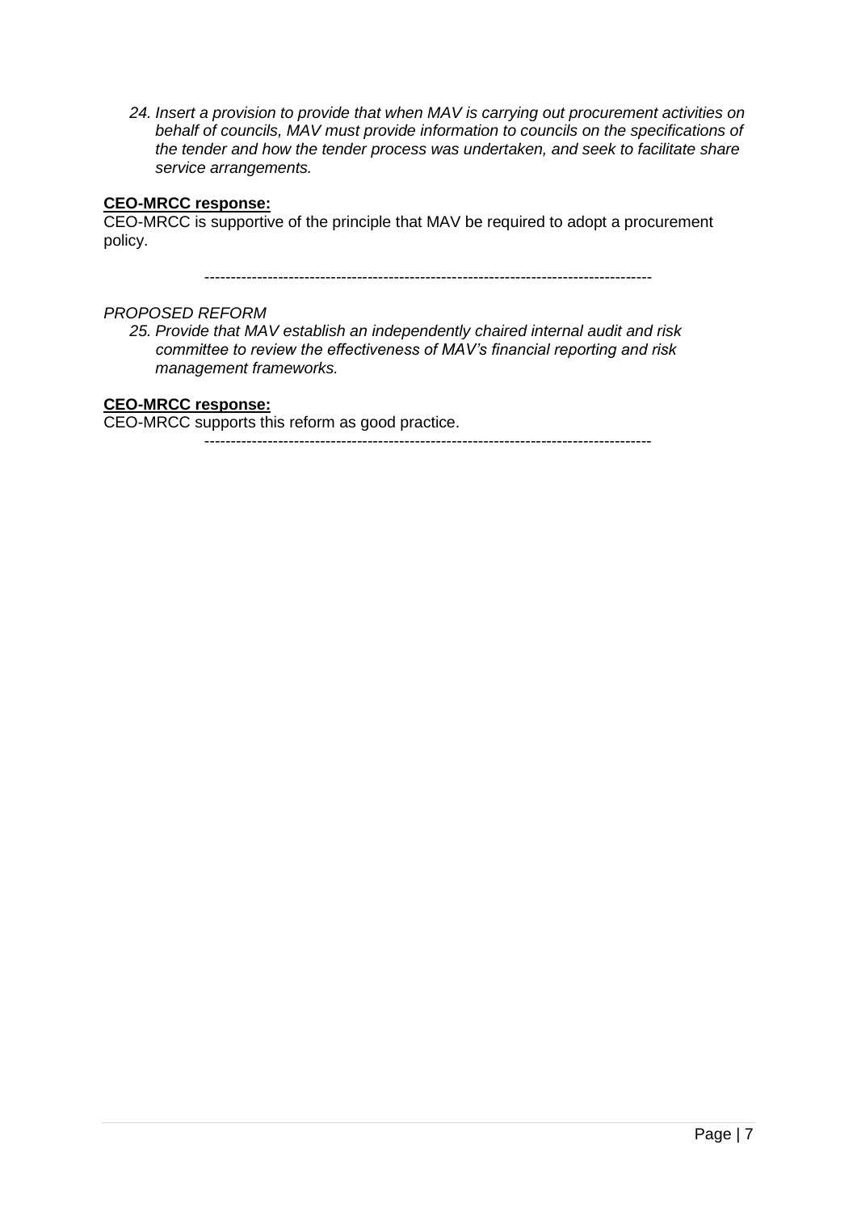24. *Insert a provision to provide that when MAV is carrying out procurement activities on behalf of councils, MAV must provide information to councils on the specifications of the tender and how the tender process was undertaken, and seek to facilitate share service arrangements.*

**CEO-MRCC response:**
CEO-MRCC is supportive of the principle that MAV be required to adopt a procurement policy.

------------------------------------------------------------------------------------

*PROPOSED REFORM*

25. *Provide that MAV establish an independently chaired internal audit and risk committee to review the effectiveness of MAV's financial reporting and risk management frameworks.*

**CEO-MRCC response:**
CEO-MRCC supports this reform as good practice.

------------------------------------------------------------------------------------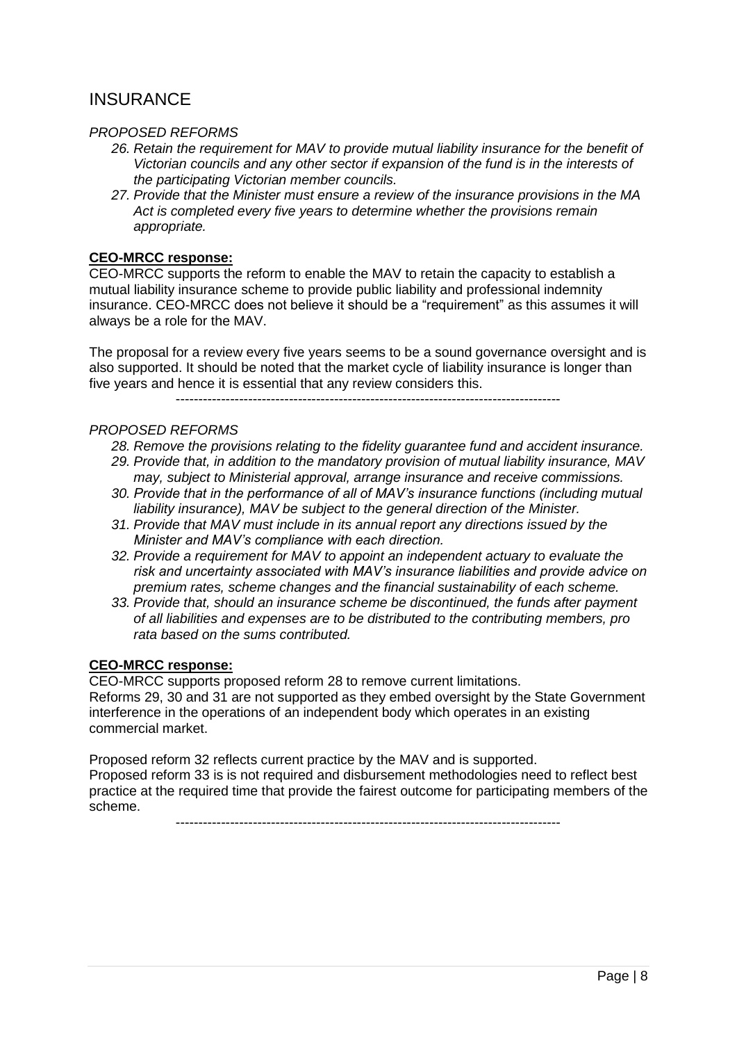# INSURANCE

*PROPOSED REFORMS*

26. *Retain the requirement for MAV to provide mutual liability insurance for the benefit of Victorian councils and any other sector if expansion of the fund is in the interests of the participating Victorian member councils.*
27. *Provide that the Minister must ensure a review of the insurance provisions in the MA Act is completed every five years to determine whether the provisions remain appropriate.*

**CEO-MRCC response:**

CEO-MRCC supports the reform to enable the MAV to retain the capacity to establish a mutual liability insurance scheme to provide public liability and professional indemnity insurance. CEO-MRCC does not believe it should be a "requirement" as this assumes it will always be a role for the MAV.

The proposal for a review every five years seems to be a sound governance oversight and is also supported. It should be noted that the market cycle of liability insurance is longer than five years and hence it is essential that any review considers this.

---

*PROPOSED REFORMS*

28. *Remove the provisions relating to the fidelity guarantee fund and accident insurance.*
29. *Provide that, in addition to the mandatory provision of mutual liability insurance, MAV may, subject to Ministerial approval, arrange insurance and receive commissions.*
30. *Provide that in the performance of all of MAV's insurance functions (including mutual liability insurance), MAV be subject to the general direction of the Minister.*
31. *Provide that MAV must include in its annual report any directions issued by the Minister and MAV's compliance with each direction.*
32. *Provide a requirement for MAV to appoint an independent actuary to evaluate the risk and uncertainty associated with MAV's insurance liabilities and provide advice on premium rates, scheme changes and the financial sustainability of each scheme.*
33. *Provide that, should an insurance scheme be discontinued, the funds after payment of all liabilities and expenses are to be distributed to the contributing members, pro rata based on the sums contributed.*

**CEO-MRCC response:**

CEO-MRCC supports proposed reform 28 to remove current limitations.
Reforms 29, 30 and 31 are not supported as they embed oversight by the State Government interference in the operations of an independent body which operates in an existing commercial market.

Proposed reform 32 reflects current practice by the MAV and is supported.
Proposed reform 33 is is not required and disbursement methodologies need to reflect best practice at the required time that provide the fairest outcome for participating members of the scheme.

---